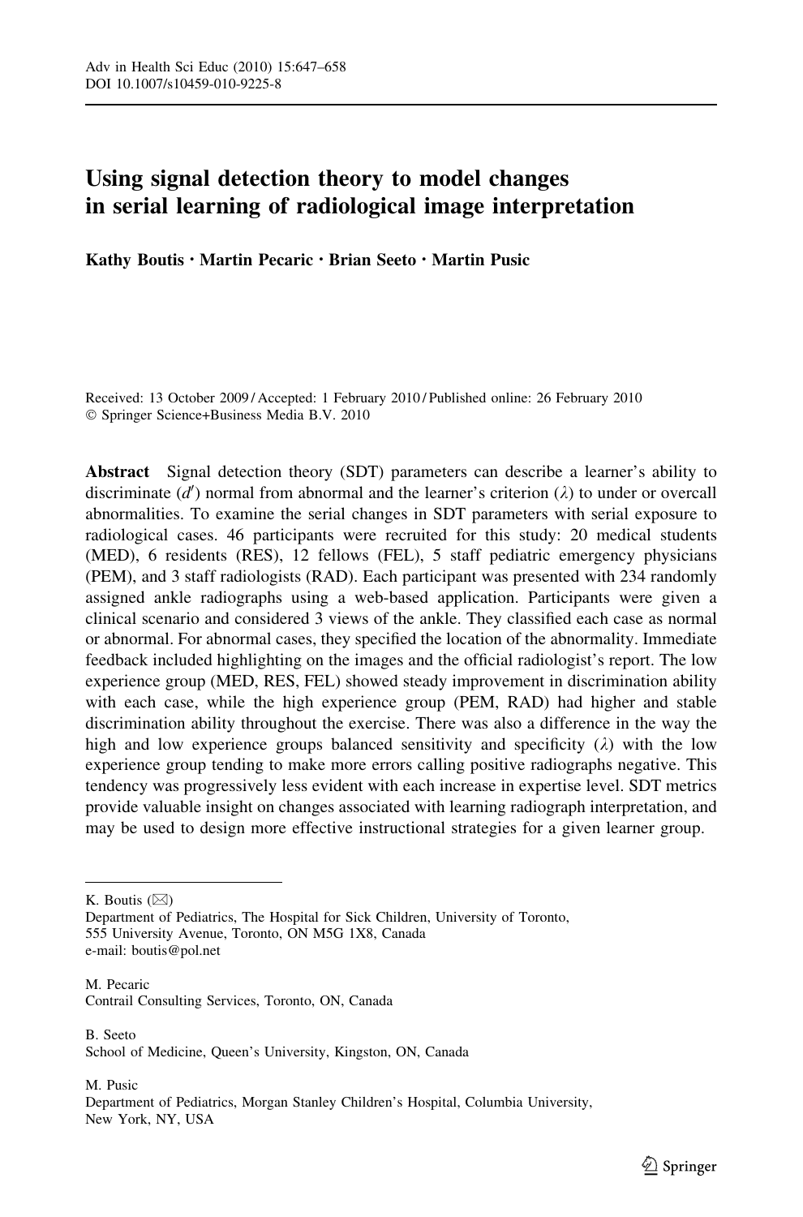# Using signal detection theory to model changes in serial learning of radiological image interpretation

**Kathy Boutis · Martin Pecaric · Brian Seeto · Martin Pusic**

Received: 13 October 2009 / Accepted: 1 February 2010 / Published online: 26 February 2010
© Springer Science+Business Media B.V. 2010

**Abstract** Signal detection theory (SDT) parameters can describe a learner's ability to discriminate ($d'$) normal from abnormal and the learner's criterion ($\lambda$) to under or overcall abnormalities. To examine the serial changes in SDT parameters with serial exposure to radiological cases. 46 participants were recruited for this study: 20 medical students (MED), 6 residents (RES), 12 fellows (FEL), 5 staff pediatric emergency physicians (PEM), and 3 staff radiologists (RAD). Each participant was presented with 234 randomly assigned ankle radiographs using a web-based application. Participants were given a clinical scenario and considered 3 views of the ankle. They classified each case as normal or abnormal. For abnormal cases, they specified the location of the abnormality. Immediate feedback included highlighting on the images and the official radiologist's report. The low experience group (MED, RES, FEL) showed steady improvement in discrimination ability with each case, while the high experience group (PEM, RAD) had higher and stable discrimination ability throughout the exercise. There was also a difference in the way the high and low experience groups balanced sensitivity and specificity ($\lambda$) with the low experience group tending to make more errors calling positive radiographs negative. This tendency was progressively less evident with each increase in expertise level. SDT metrics provide valuable insight on changes associated with learning radiograph interpretation, and may be used to design more effective instructional strategies for a given learner group.

---

K. Boutis (✉)
Department of Pediatrics, The Hospital for Sick Children, University of Toronto,
555 University Avenue, Toronto, ON M5G 1X8, Canada
e-mail: boutis@pol.net

M. Pecaric
Contrail Consulting Services, Toronto, ON, Canada

B. Seeto
School of Medicine, Queen's University, Kingston, ON, Canada

M. Pusic
Department of Pediatrics, Morgan Stanley Children's Hospital, Columbia University,
New York, NY, USA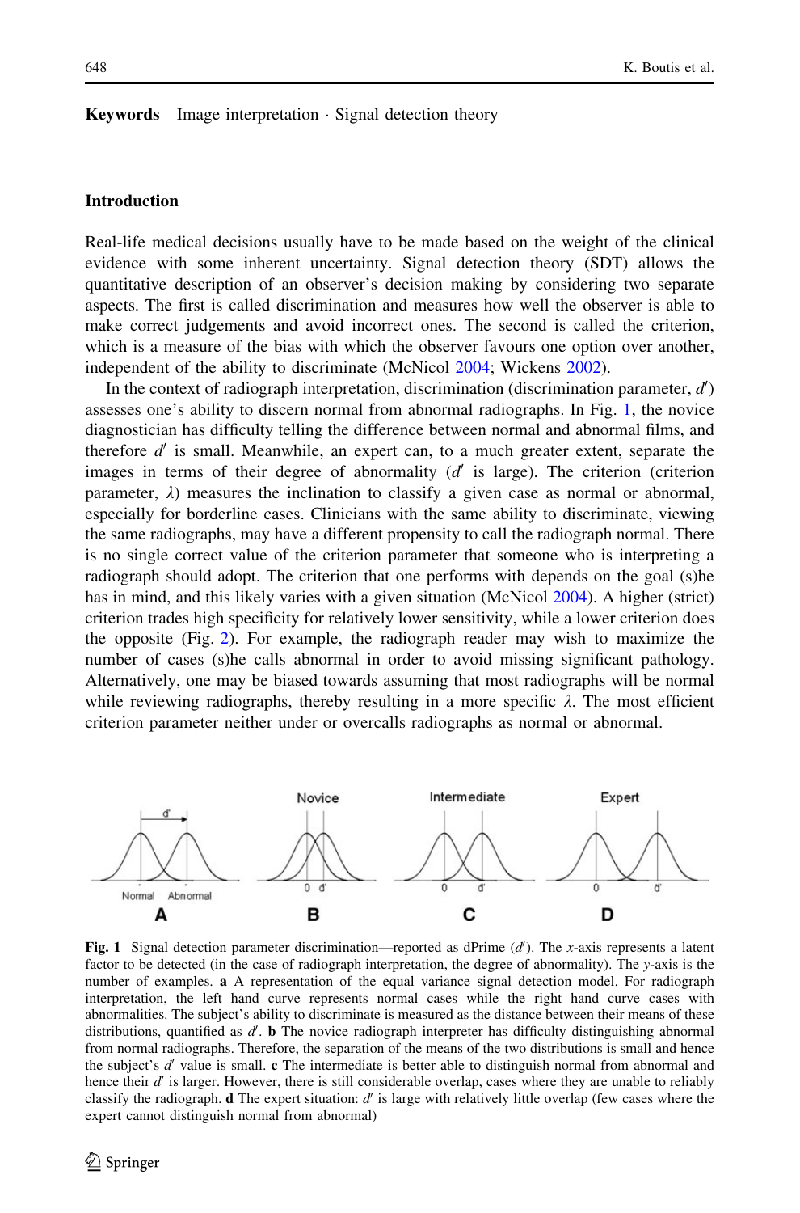**Keywords** Image interpretation · Signal detection theory

## Introduction

Real-life medical decisions usually have to be made based on the weight of the clinical evidence with some inherent uncertainty. Signal detection theory (SDT) allows the quantitative description of an observer's decision making by considering two separate aspects. The first is called discrimination and measures how well the observer is able to make correct judgements and avoid incorrect ones. The second is called the criterion, which is a measure of the bias with which the observer favours one option over another, independent of the ability to discriminate (McNicol 2004; Wickens 2002).

In the context of radiograph interpretation, discrimination (discrimination parameter, $d'$) assesses one's ability to discern normal from abnormal radiographs. In Fig. 1, the novice diagnostician has difficulty telling the difference between normal and abnormal films, and therefore $d'$ is small. Meanwhile, an expert can, to a much greater extent, separate the images in terms of their degree of abnormality ($d'$ is large). The criterion (criterion parameter, $\lambda$) measures the inclination to classify a given case as normal or abnormal, especially for borderline cases. Clinicians with the same ability to discriminate, viewing the same radiographs, may have a different propensity to call the radiograph normal. There is no single correct value of the criterion parameter that someone who is interpreting a radiograph should adopt. The criterion that one performs with depends on the goal (s)he has in mind, and this likely varies with a given situation (McNicol 2004). A higher (strict) criterion trades high specificity for relatively lower sensitivity, while a lower criterion does the opposite (Fig. 2). For example, the radiograph reader may wish to maximize the number of cases (s)he calls abnormal in order to avoid missing significant pathology. Alternatively, one may be biased towards assuming that most radiographs will be normal while reviewing radiographs, thereby resulting in a more specific $\lambda$. The most efficient criterion parameter neither under or overcalls radiographs as normal or abnormal.

**Fig. 1** Signal detection parameter discrimination—reported as dPrime ($d'$). The *x*-axis represents a latent factor to be detected (in the case of radiograph interpretation, the degree of abnormality). The *y*-axis is the number of examples. **a** A representation of the equal variance signal detection model. For radiograph interpretation, the left hand curve represents normal cases while the right hand curve cases with abnormalities. The subject's ability to discriminate is measured as the distance between their means of these distributions, quantified as $d'$. **b** The novice radiograph interpreter has difficulty distinguishing abnormal from normal radiographs. Therefore, the separation of the means of the two distributions is small and hence the subject's $d'$ value is small. **c** The intermediate is better able to distinguish normal from abnormal and hence their $d'$ is larger. However, there is still considerable overlap, cases where they are unable to reliably classify the radiograph. **d** The expert situation: $d'$ is large with relatively little overlap (few cases where the expert cannot distinguish normal from abnormal)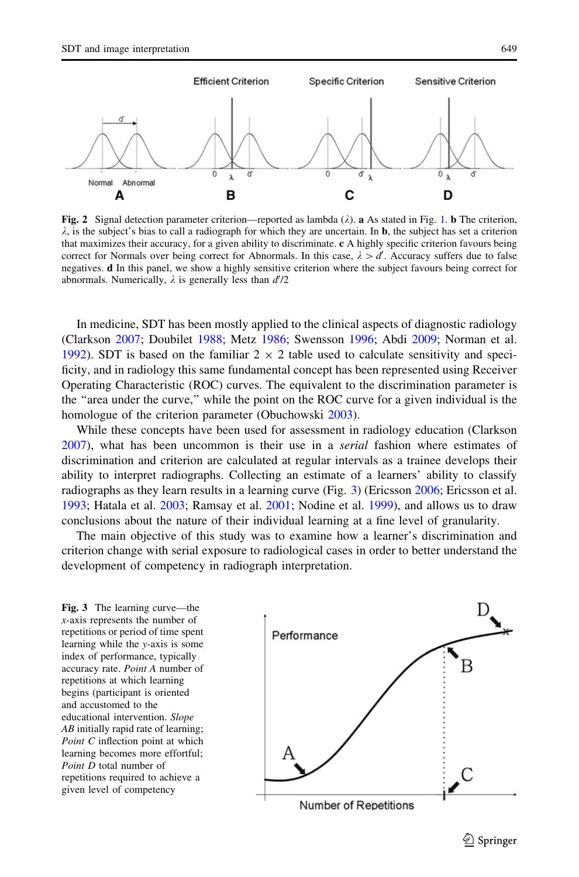**Fig. 2** Signal detection parameter criterion—reported as lambda ($\lambda$). **a** As stated in Fig. 1. **b** The criterion, $\lambda$, is the subject's bias to call a radiograph for which they are uncertain. In **b**, the subject has set a criterion that maximizes their accuracy, for a given ability to discriminate. **c** A highly specific criterion favours being correct for Normals over being correct for Abnormals. In this case, $\lambda > d'$. Accuracy suffers due to false negatives. **d** In this panel, we show a highly sensitive criterion where the subject favours being correct for abnormals. Numerically, $\lambda$ is generally less than $d'/2$

In medicine, SDT has been mostly applied to the clinical aspects of diagnostic radiology (Clarkson 2007; Doubilet 1988; Metz 1986; Swensson 1996; Abdi 2009; Norman et al. 1992). SDT is based on the familiar 2 × 2 table used to calculate sensitivity and specificity, and in radiology this same fundamental concept has been represented using Receiver Operating Characteristic (ROC) curves. The equivalent to the discrimination parameter is the "area under the curve," while the point on the ROC curve for a given individual is the homologue of the criterion parameter (Obuchowski 2003).

While these concepts have been used for assessment in radiology education (Clarkson 2007), what has been uncommon is their use in a *serial* fashion where estimates of discrimination and criterion are calculated at regular intervals as a trainee develops their ability to interpret radiographs. Collecting an estimate of a learners' ability to classify radiographs as they learn results in a learning curve (Fig. 3) (Ericsson 2006; Ericsson et al. 1993; Hatala et al. 2003; Ramsay et al. 2001; Nodine et al. 1999), and allows us to draw conclusions about the nature of their individual learning at a fine level of granularity.

The main objective of this study was to examine how a learner's discrimination and criterion change with serial exposure to radiological cases in order to better understand the development of competency in radiograph interpretation.

**Fig. 3** The learning curve—the *x*-axis represents the number of repetitions or period of time spent learning while the *y*-axis is some index of performance, typically accuracy rate. *Point A* number of repetitions at which learning begins (participant is oriented and accustomed to the educational intervention. *Slope AB* initially rapid rate of learning; *Point C* inflection point at which learning becomes more effortful; *Point D* total number of repetitions required to achieve a given level of competency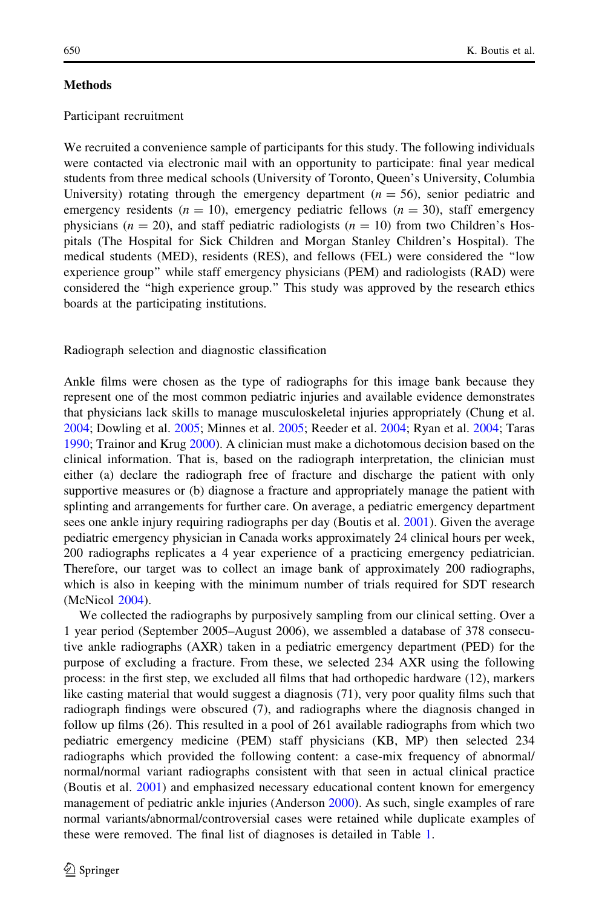## Methods

### Participant recruitment

We recruited a convenience sample of participants for this study. The following individuals were contacted via electronic mail with an opportunity to participate: final year medical students from three medical schools (University of Toronto, Queen's University, Columbia University) rotating through the emergency department ($n = 56$), senior pediatric and emergency residents ($n = 10$), emergency pediatric fellows ($n = 30$), staff emergency physicians ($n = 20$), and staff pediatric radiologists ($n = 10$) from two Children's Hospitals (The Hospital for Sick Children and Morgan Stanley Children's Hospital). The medical students (MED), residents (RES), and fellows (FEL) were considered the "low experience group" while staff emergency physicians (PEM) and radiologists (RAD) were considered the "high experience group." This study was approved by the research ethics boards at the participating institutions.

### Radiograph selection and diagnostic classification

Ankle films were chosen as the type of radiographs for this image bank because they represent one of the most common pediatric injuries and available evidence demonstrates that physicians lack skills to manage musculoskeletal injuries appropriately (Chung et al. 2004; Dowling et al. 2005; Minnes et al. 2005; Reeder et al. 2004; Ryan et al. 2004; Taras 1990; Trainor and Krug 2000). A clinician must make a dichotomous decision based on the clinical information. That is, based on the radiograph interpretation, the clinician must either (a) declare the radiograph free of fracture and discharge the patient with only supportive measures or (b) diagnose a fracture and appropriately manage the patient with splinting and arrangements for further care. On average, a pediatric emergency department sees one ankle injury requiring radiographs per day (Boutis et al. 2001). Given the average pediatric emergency physician in Canada works approximately 24 clinical hours per week, 200 radiographs replicates a 4 year experience of a practicing emergency pediatrician. Therefore, our target was to collect an image bank of approximately 200 radiographs, which is also in keeping with the minimum number of trials required for SDT research (McNicol 2004).

We collected the radiographs by purposively sampling from our clinical setting. Over a 1 year period (September 2005–August 2006), we assembled a database of 378 consecutive ankle radiographs (AXR) taken in a pediatric emergency department (PED) for the purpose of excluding a fracture. From these, we selected 234 AXR using the following process: in the first step, we excluded all films that had orthopedic hardware (12), markers like casting material that would suggest a diagnosis (71), very poor quality films such that radiograph findings were obscured (7), and radiographs where the diagnosis changed in follow up films (26). This resulted in a pool of 261 available radiographs from which two pediatric emergency medicine (PEM) staff physicians (KB, MP) then selected 234 radiographs which provided the following content: a case-mix frequency of abnormal/normal/normal variant radiographs consistent with that seen in actual clinical practice (Boutis et al. 2001) and emphasized necessary educational content known for emergency management of pediatric ankle injuries (Anderson 2000). As such, single examples of rare normal variants/abnormal/controversial cases were retained while duplicate examples of these were removed. The final list of diagnoses is detailed in Table 1.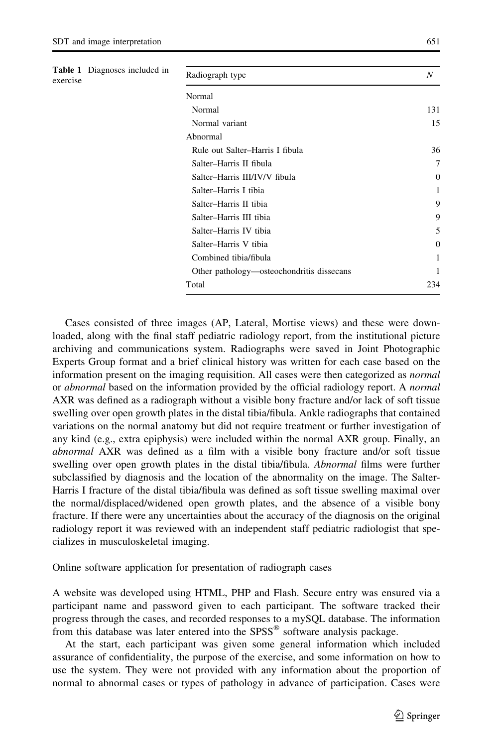**Table 1** Diagnoses included in exercise

| Radiograph type | N |
|---|---|
| Normal | |
| Normal | 131 |
| Normal variant | 15 |
| Abnormal | |
| Rule out Salter–Harris I fibula | 36 |
| Salter–Harris II fibula | 7 |
| Salter–Harris III/IV/V fibula | 0 |
| Salter–Harris I tibia | 1 |
| Salter–Harris II tibia | 9 |
| Salter–Harris III tibia | 9 |
| Salter–Harris IV tibia | 5 |
| Salter–Harris V tibia | 0 |
| Combined tibia/fibula | 1 |
| Other pathology—osteochondritis dissecans | 1 |
| Total | 234 |

Cases consisted of three images (AP, Lateral, Mortise views) and these were downloaded, along with the final staff pediatric radiology report, from the institutional picture archiving and communications system. Radiographs were saved in Joint Photographic Experts Group format and a brief clinical history was written for each case based on the information present on the imaging requisition. All cases were then categorized as *normal* or *abnormal* based on the information provided by the official radiology report. A *normal* AXR was defined as a radiograph without a visible bony fracture and/or lack of soft tissue swelling over open growth plates in the distal tibia/fibula. Ankle radiographs that contained variations on the normal anatomy but did not require treatment or further investigation of any kind (e.g., extra epiphysis) were included within the normal AXR group. Finally, an *abnormal* AXR was defined as a film with a visible bony fracture and/or soft tissue swelling over open growth plates in the distal tibia/fibula. *Abnormal* films were further subclassified by diagnosis and the location of the abnormality on the image. The Salter-Harris I fracture of the distal tibia/fibula was defined as soft tissue swelling maximal over the normal/displaced/widened open growth plates, and the absence of a visible bony fracture. If there were any uncertainties about the accuracy of the diagnosis on the original radiology report it was reviewed with an independent staff pediatric radiologist that specializes in musculoskeletal imaging.

## Online software application for presentation of radiograph cases

A website was developed using HTML, PHP and Flash. Secure entry was ensured via a participant name and password given to each participant. The software tracked their progress through the cases, and recorded responses to a mySQL database. The information from this database was later entered into the SPSS® software analysis package.

At the start, each participant was given some general information which included assurance of confidentiality, the purpose of the exercise, and some information on how to use the system. They were not provided with any information about the proportion of normal to abnormal cases or types of pathology in advance of participation. Cases were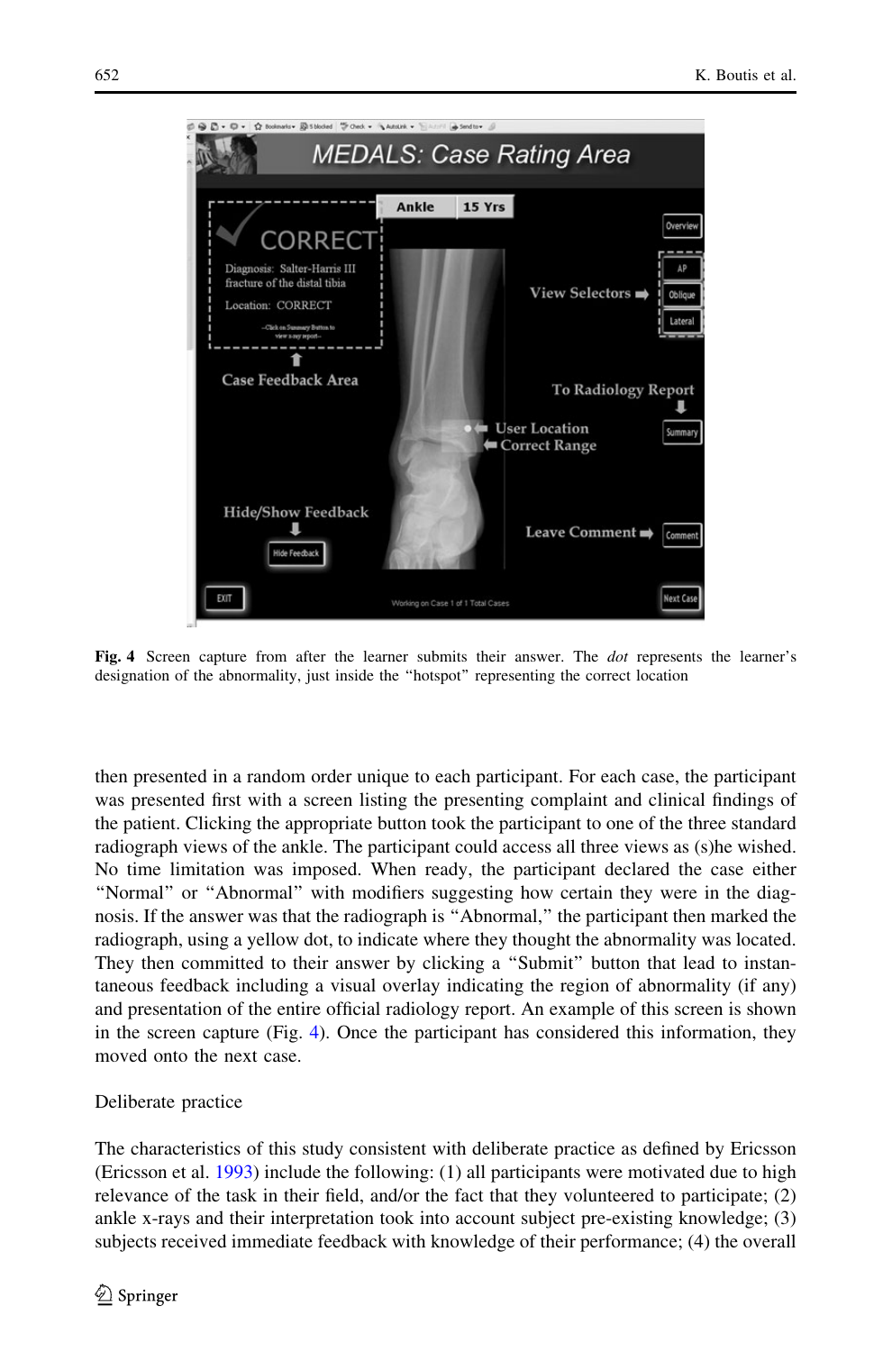**Fig. 4** Screen capture from after the learner submits their answer. The *dot* represents the learner's designation of the abnormality, just inside the "hotspot" representing the correct location

then presented in a random order unique to each participant. For each case, the participant was presented first with a screen listing the presenting complaint and clinical findings of the patient. Clicking the appropriate button took the participant to one of the three standard radiograph views of the ankle. The participant could access all three views as (s)he wished. No time limitation was imposed. When ready, the participant declared the case either "Normal" or "Abnormal" with modifiers suggesting how certain they were in the diagnosis. If the answer was that the radiograph is "Abnormal," the participant then marked the radiograph, using a yellow dot, to indicate where they thought the abnormality was located. They then committed to their answer by clicking a "Submit" button that lead to instantaneous feedback including a visual overlay indicating the region of abnormality (if any) and presentation of the entire official radiology report. An example of this screen is shown in the screen capture (Fig. 4). Once the participant has considered this information, they moved onto the next case.

Deliberate practice

The characteristics of this study consistent with deliberate practice as defined by Ericsson (Ericsson et al. 1993) include the following: (1) all participants were motivated due to high relevance of the task in their field, and/or the fact that they volunteered to participate; (2) ankle x-rays and their interpretation took into account subject pre-existing knowledge; (3) subjects received immediate feedback with knowledge of their performance; (4) the overall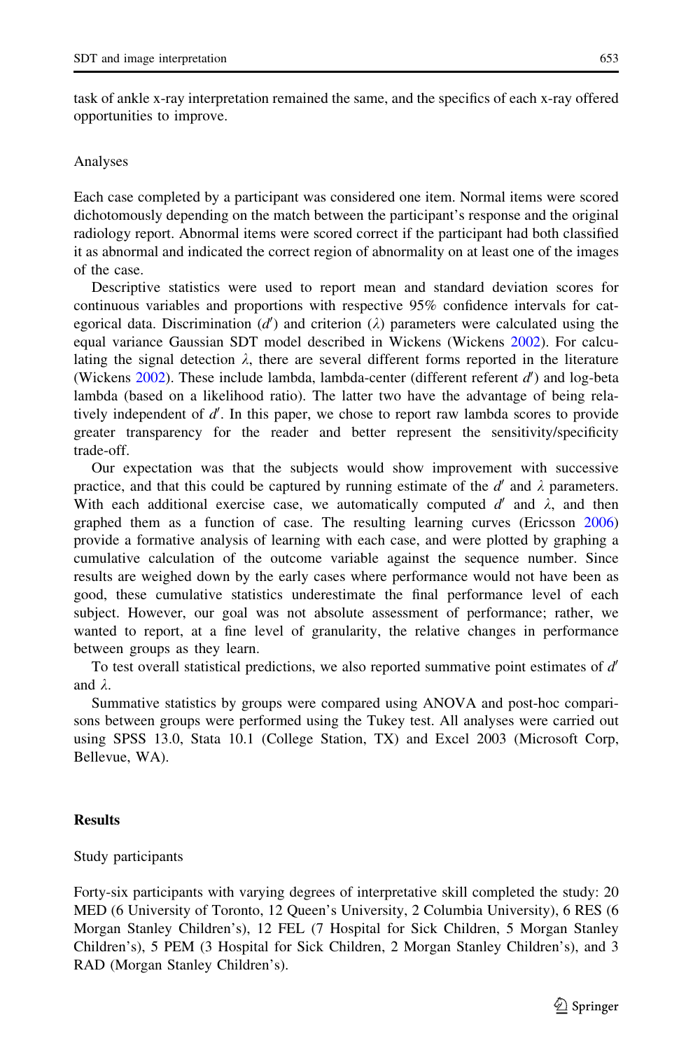task of ankle x-ray interpretation remained the same, and the specifics of each x-ray offered opportunities to improve.

### Analyses

Each case completed by a participant was considered one item. Normal items were scored dichotomously depending on the match between the participant's response and the original radiology report. Abnormal items were scored correct if the participant had both classified it as abnormal and indicated the correct region of abnormality on at least one of the images of the case.

Descriptive statistics were used to report mean and standard deviation scores for continuous variables and proportions with respective 95% confidence intervals for categorical data. Discrimination ($d'$) and criterion ($\lambda$) parameters were calculated using the equal variance Gaussian SDT model described in Wickens (Wickens 2002). For calculating the signal detection $\lambda$, there are several different forms reported in the literature (Wickens 2002). These include lambda, lambda-center (different referent $d'$) and log-beta lambda (based on a likelihood ratio). The latter two have the advantage of being relatively independent of $d'$. In this paper, we chose to report raw lambda scores to provide greater transparency for the reader and better represent the sensitivity/specificity trade-off.

Our expectation was that the subjects would show improvement with successive practice, and that this could be captured by running estimate of the $d'$ and $\lambda$ parameters. With each additional exercise case, we automatically computed $d'$ and $\lambda$, and then graphed them as a function of case. The resulting learning curves (Ericsson 2006) provide a formative analysis of learning with each case, and were plotted by graphing a cumulative calculation of the outcome variable against the sequence number. Since results are weighed down by the early cases where performance would not have been as good, these cumulative statistics underestimate the final performance level of each subject. However, our goal was not absolute assessment of performance; rather, we wanted to report, at a fine level of granularity, the relative changes in performance between groups as they learn.

To test overall statistical predictions, we also reported summative point estimates of $d'$ and $\lambda$.

Summative statistics by groups were compared using ANOVA and post-hoc comparisons between groups were performed using the Tukey test. All analyses were carried out using SPSS 13.0, Stata 10.1 (College Station, TX) and Excel 2003 (Microsoft Corp, Bellevue, WA).

## Results

### Study participants

Forty-six participants with varying degrees of interpretative skill completed the study: 20 MED (6 University of Toronto, 12 Queen's University, 2 Columbia University), 6 RES (6 Morgan Stanley Children's), 12 FEL (7 Hospital for Sick Children, 5 Morgan Stanley Children's), 5 PEM (3 Hospital for Sick Children, 2 Morgan Stanley Children's), and 3 RAD (Morgan Stanley Children's).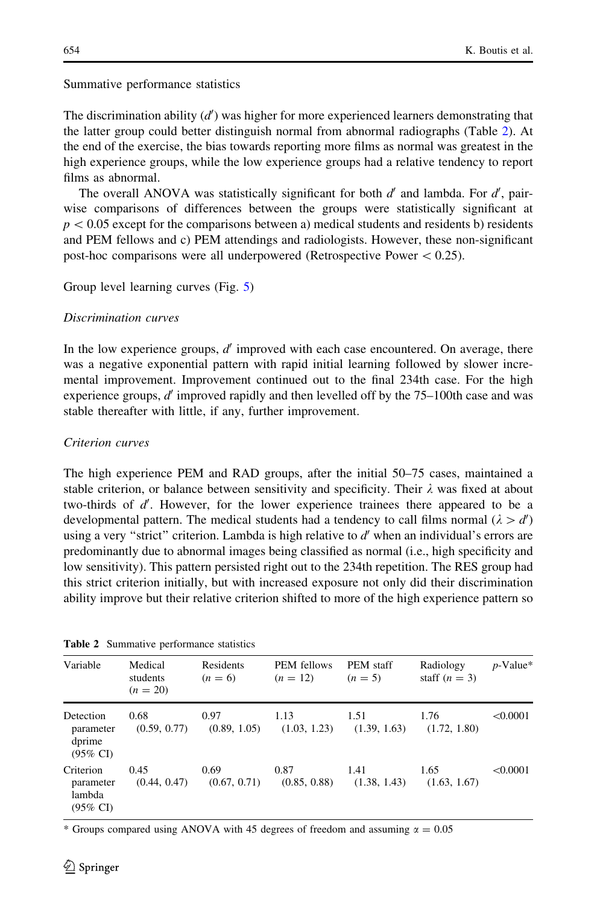Summative performance statistics

The discrimination ability ($d'$) was higher for more experienced learners demonstrating that the latter group could better distinguish normal from abnormal radiographs (Table 2). At the end of the exercise, the bias towards reporting more films as normal was greatest in the high experience groups, while the low experience groups had a relative tendency to report films as abnormal.

The overall ANOVA was statistically significant for both $d'$ and lambda. For $d'$, pair-wise comparisons of differences between the groups were statistically significant at $p < 0.05$ except for the comparisons between a) medical students and residents b) residents and PEM fellows and c) PEM attendings and radiologists. However, these non-significant post-hoc comparisons were all underpowered (Retrospective Power $< 0.25$).

Group level learning curves (Fig. 5)

*Discrimination curves*

In the low experience groups, $d'$ improved with each case encountered. On average, there was a negative exponential pattern with rapid initial learning followed by slower incremental improvement. Improvement continued out to the final 234th case. For the high experience groups, $d'$ improved rapidly and then levelled off by the 75–100th case and was stable thereafter with little, if any, further improvement.

*Criterion curves*

The high experience PEM and RAD groups, after the initial 50–75 cases, maintained a stable criterion, or balance between sensitivity and specificity. Their $\lambda$ was fixed at about two-thirds of $d'$. However, for the lower experience trainees there appeared to be a developmental pattern. The medical students had a tendency to call films normal ($\lambda > d'$) using a very "strict" criterion. Lambda is high relative to $d'$ when an individual's errors are predominantly due to abnormal images being classified as normal (i.e., high specificity and low sensitivity). This pattern persisted right out to the 234th repetition. The RES group had this strict criterion initially, but with increased exposure not only did their discrimination ability improve but their relative criterion shifted to more of the high experience pattern so

**Table 2** Summative performance statistics

| Variable | Medical students ($n = 20$) | Residents ($n = 6$) | PEM fellows ($n = 12$) | PEM staff ($n = 5$) | Radiology staff ($n = 3$) | $p$-Value* |
|---|---|---|---|---|---|---|
| Detection parameter dprime (95% CI) | 0.68 (0.59, 0.77) | 0.97 (0.89, 1.05) | 1.13 (1.03, 1.23) | 1.51 (1.39, 1.63) | 1.76 (1.72, 1.80) | <0.0001 |
| Criterion parameter lambda (95% CI) | 0.45 (0.44, 0.47) | 0.69 (0.67, 0.71) | 0.87 (0.85, 0.88) | 1.41 (1.38, 1.43) | 1.65 (1.63, 1.67) | <0.0001 |

\* Groups compared using ANOVA with 45 degrees of freedom and assuming $\alpha = 0.05$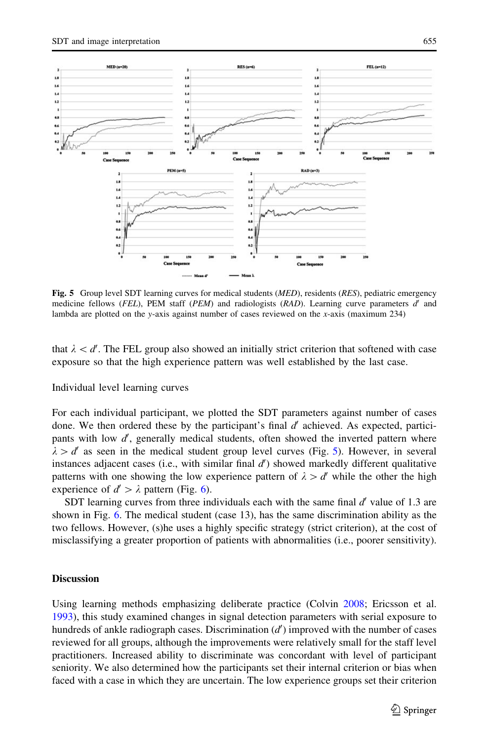Fig. 5 Group level SDT learning curves for medical students (*MED*), residents (*RES*), pediatric emergency medicine fellows (*FEL*), PEM staff (*PEM*) and radiologists (*RAD*). Learning curve parameters $d'$ and lambda are plotted on the *y*-axis against number of cases reviewed on the *x*-axis (maximum 234)

that $\lambda < d'$. The FEL group also showed an initially strict criterion that softened with case exposure so that the high experience pattern was well established by the last case.

Individual level learning curves

For each individual participant, we plotted the SDT parameters against number of cases done. We then ordered these by the participant's final $d'$ achieved. As expected, participants with low $d'$, generally medical students, often showed the inverted pattern where $\lambda > d'$ as seen in the medical student group level curves (Fig. 5). However, in several instances adjacent cases (i.e., with similar final $d'$) showed markedly different qualitative patterns with one showing the low experience pattern of $\lambda > d'$ while the other the high experience of $d' > \lambda$ pattern (Fig. 6).

SDT learning curves from three individuals each with the same final $d'$ value of 1.3 are shown in Fig. 6. The medical student (case 13), has the same discrimination ability as the two fellows. However, (s)he uses a highly specific strategy (strict criterion), at the cost of misclassifying a greater proportion of patients with abnormalities (i.e., poorer sensitivity).

## Discussion

Using learning methods emphasizing deliberate practice (Colvin 2008; Ericsson et al. 1993), this study examined changes in signal detection parameters with serial exposure to hundreds of ankle radiograph cases. Discrimination ($d'$) improved with the number of cases reviewed for all groups, although the improvements were relatively small for the staff level practitioners. Increased ability to discriminate was concordant with level of participant seniority. We also determined how the participants set their internal criterion or bias when faced with a case in which they are uncertain. The low experience groups set their criterion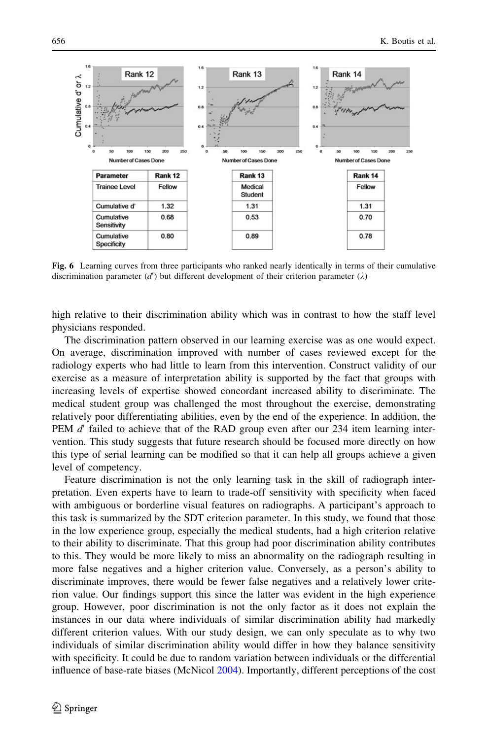Cumulative d' or λ

Rank 12

Rank 13

Rank 14

1.6
1.2
0.8
0.4
0

0 50 100 150 200 250

Number of Cases Done

| Parameter | Rank 12 | Rank 13 | Rank 14 |
|---|---|---|---|
| Trainee Level | Fellow | Medical Student | Fellow |
| Cumulative d' | 1.32 | 1.31 | 1.31 |
| Cumulative Sensitivity | 0.68 | 0.53 | 0.70 |
| Cumulative Specificity | 0.80 | 0.89 | 0.78 |

**Fig. 6** Learning curves from three participants who ranked nearly identically in terms of their cumulative discrimination parameter ($d'$) but different development of their criterion parameter ($\lambda$)

high relative to their discrimination ability which was in contrast to how the staff level physicians responded.

The discrimination pattern observed in our learning exercise was as one would expect. On average, discrimination improved with number of cases reviewed except for the radiology experts who had little to learn from this intervention. Construct validity of our exercise as a measure of interpretation ability is supported by the fact that groups with increasing levels of expertise showed concordant increased ability to discriminate. The medical student group was challenged the most throughout the exercise, demonstrating relatively poor differentiating abilities, even by the end of the experience. In addition, the PEM $d'$ failed to achieve that of the RAD group even after our 234 item learning intervention. This study suggests that future research should be focused more directly on how this type of serial learning can be modified so that it can help all groups achieve a given level of competency.

Feature discrimination is not the only learning task in the skill of radiograph interpretation. Even experts have to learn to trade-off sensitivity with specificity when faced with ambiguous or borderline visual features on radiographs. A participant's approach to this task is summarized by the SDT criterion parameter. In this study, we found that those in the low experience group, especially the medical students, had a high criterion relative to their ability to discriminate. That this group had poor discrimination ability contributes to this. They would be more likely to miss an abnormality on the radiograph resulting in more false negatives and a higher criterion value. Conversely, as a person's ability to discriminate improves, there would be fewer false negatives and a relatively lower criterion value. Our findings support this since the latter was evident in the high experience group. However, poor discrimination is not the only factor as it does not explain the instances in our data where individuals of similar discrimination ability had markedly different criterion values. With our study design, we can only speculate as to why two individuals of similar discrimination ability would differ in how they balance sensitivity with specificity. It could be due to random variation between individuals or the differential influence of base-rate biases (McNicol 2004). Importantly, different perceptions of the cost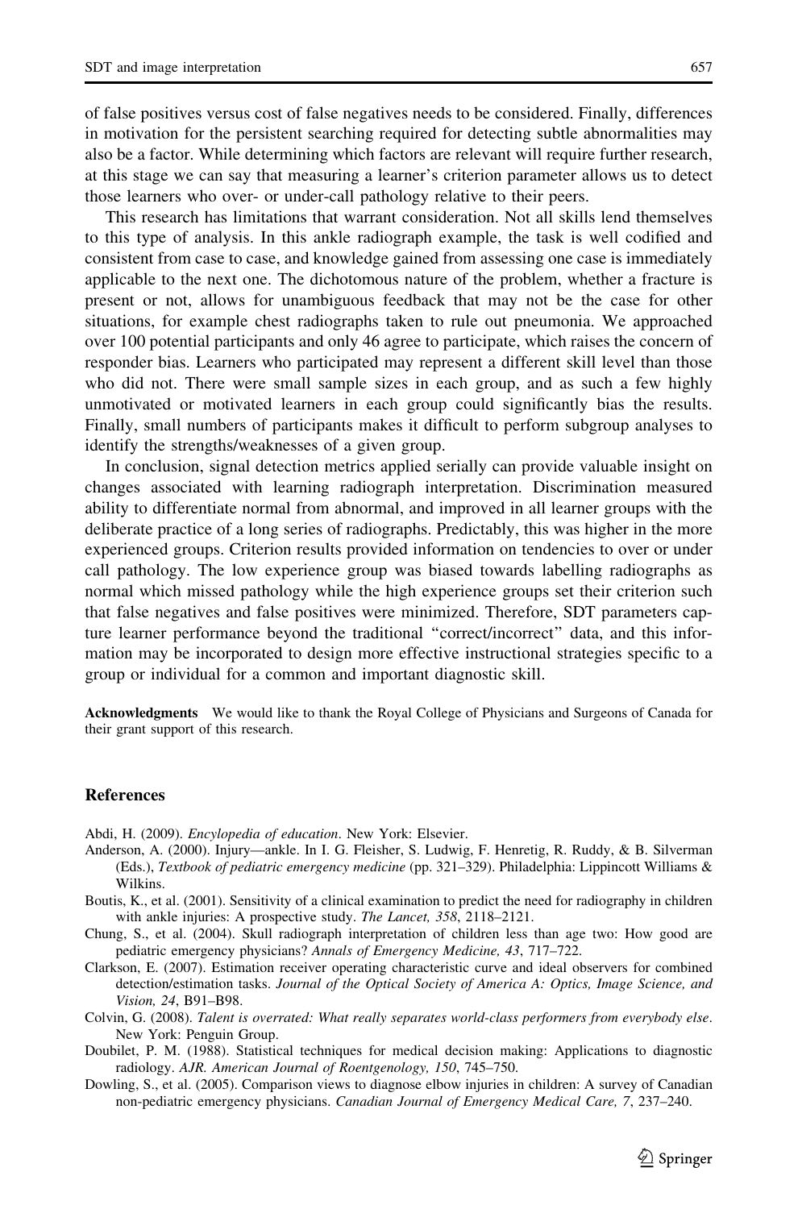of false positives versus cost of false negatives needs to be considered. Finally, differences in motivation for the persistent searching required for detecting subtle abnormalities may also be a factor. While determining which factors are relevant will require further research, at this stage we can say that measuring a learner's criterion parameter allows us to detect those learners who over- or under-call pathology relative to their peers.

This research has limitations that warrant consideration. Not all skills lend themselves to this type of analysis. In this ankle radiograph example, the task is well codified and consistent from case to case, and knowledge gained from assessing one case is immediately applicable to the next one. The dichotomous nature of the problem, whether a fracture is present or not, allows for unambiguous feedback that may not be the case for other situations, for example chest radiographs taken to rule out pneumonia. We approached over 100 potential participants and only 46 agree to participate, which raises the concern of responder bias. Learners who participated may represent a different skill level than those who did not. There were small sample sizes in each group, and as such a few highly unmotivated or motivated learners in each group could significantly bias the results. Finally, small numbers of participants makes it difficult to perform subgroup analyses to identify the strengths/weaknesses of a given group.

In conclusion, signal detection metrics applied serially can provide valuable insight on changes associated with learning radiograph interpretation. Discrimination measured ability to differentiate normal from abnormal, and improved in all learner groups with the deliberate practice of a long series of radiographs. Predictably, this was higher in the more experienced groups. Criterion results provided information on tendencies to over or under call pathology. The low experience group was biased towards labelling radiographs as normal which missed pathology while the high experience groups set their criterion such that false negatives and false positives were minimized. Therefore, SDT parameters capture learner performance beyond the traditional "correct/incorrect" data, and this information may be incorporated to design more effective instructional strategies specific to a group or individual for a common and important diagnostic skill.

**Acknowledgments** We would like to thank the Royal College of Physicians and Surgeons of Canada for their grant support of this research.

## References

Abdi, H. (2009). *Encylopedia of education*. New York: Elsevier.

Anderson, A. (2000). Injury—ankle. In I. G. Fleisher, S. Ludwig, F. Henretig, R. Ruddy, & B. Silverman (Eds.), *Textbook of pediatric emergency medicine* (pp. 321–329). Philadelphia: Lippincott Williams & Wilkins.

Boutis, K., et al. (2001). Sensitivity of a clinical examination to predict the need for radiography in children with ankle injuries: A prospective study. *The Lancet, 358*, 2118–2121.

Chung, S., et al. (2004). Skull radiograph interpretation of children less than age two: How good are pediatric emergency physicians? *Annals of Emergency Medicine, 43*, 717–722.

Clarkson, E. (2007). Estimation receiver operating characteristic curve and ideal observers for combined detection/estimation tasks. *Journal of the Optical Society of America A: Optics, Image Science, and Vision, 24*, B91–B98.

Colvin, G. (2008). *Talent is overrated: What really separates world-class performers from everybody else*. New York: Penguin Group.

Doubilet, P. M. (1988). Statistical techniques for medical decision making: Applications to diagnostic radiology. *AJR. American Journal of Roentgenology, 150*, 745–750.

Dowling, S., et al. (2005). Comparison views to diagnose elbow injuries in children: A survey of Canadian non-pediatric emergency physicians. *Canadian Journal of Emergency Medical Care, 7*, 237–240.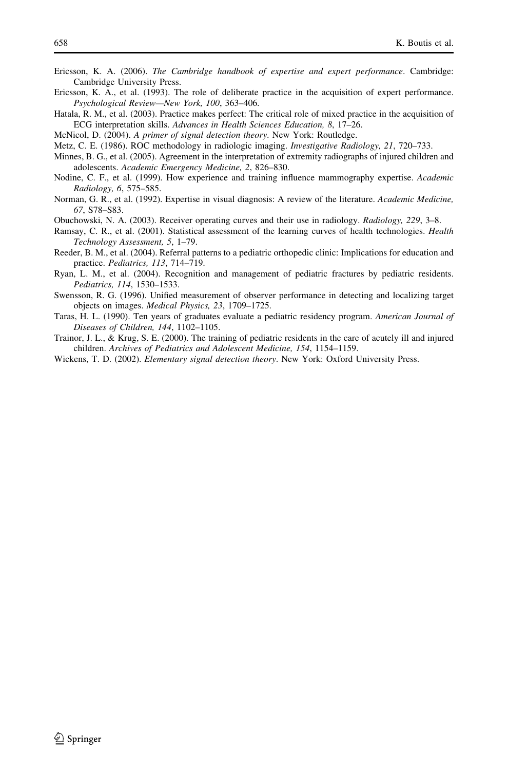Ericsson, K. A. (2006). *The Cambridge handbook of expertise and expert performance*. Cambridge: Cambridge University Press.

Ericsson, K. A., et al. (1993). The role of deliberate practice in the acquisition of expert performance. *Psychological Review—New York, 100*, 363–406.

Hatala, R. M., et al. (2003). Practice makes perfect: The critical role of mixed practice in the acquisition of ECG interpretation skills. *Advances in Health Sciences Education, 8*, 17–26.

McNicol, D. (2004). *A primer of signal detection theory*. New York: Routledge.

Metz, C. E. (1986). ROC methodology in radiologic imaging. *Investigative Radiology, 21*, 720–733.

Minnes, B. G., et al. (2005). Agreement in the interpretation of extremity radiographs of injured children and adolescents. *Academic Emergency Medicine, 2*, 826–830.

Nodine, C. F., et al. (1999). How experience and training influence mammography expertise. *Academic Radiology, 6*, 575–585.

Norman, G. R., et al. (1992). Expertise in visual diagnosis: A review of the literature. *Academic Medicine, 67*, S78–S83.

Obuchowski, N. A. (2003). Receiver operating curves and their use in radiology. *Radiology, 229*, 3–8.

Ramsay, C. R., et al. (2001). Statistical assessment of the learning curves of health technologies. *Health Technology Assessment, 5*, 1–79.

Reeder, B. M., et al. (2004). Referral patterns to a pediatric orthopedic clinic: Implications for education and practice. *Pediatrics, 113*, 714–719.

Ryan, L. M., et al. (2004). Recognition and management of pediatric fractures by pediatric residents. *Pediatrics, 114*, 1530–1533.

Swensson, R. G. (1996). Unified measurement of observer performance in detecting and localizing target objects on images. *Medical Physics, 23*, 1709–1725.

Taras, H. L. (1990). Ten years of graduates evaluate a pediatric residency program. *American Journal of Diseases of Children, 144*, 1102–1105.

Trainor, J. L., & Krug, S. E. (2000). The training of pediatric residents in the care of acutely ill and injured children. *Archives of Pediatrics and Adolescent Medicine, 154*, 1154–1159.

Wickens, T. D. (2002). *Elementary signal detection theory*. New York: Oxford University Press.